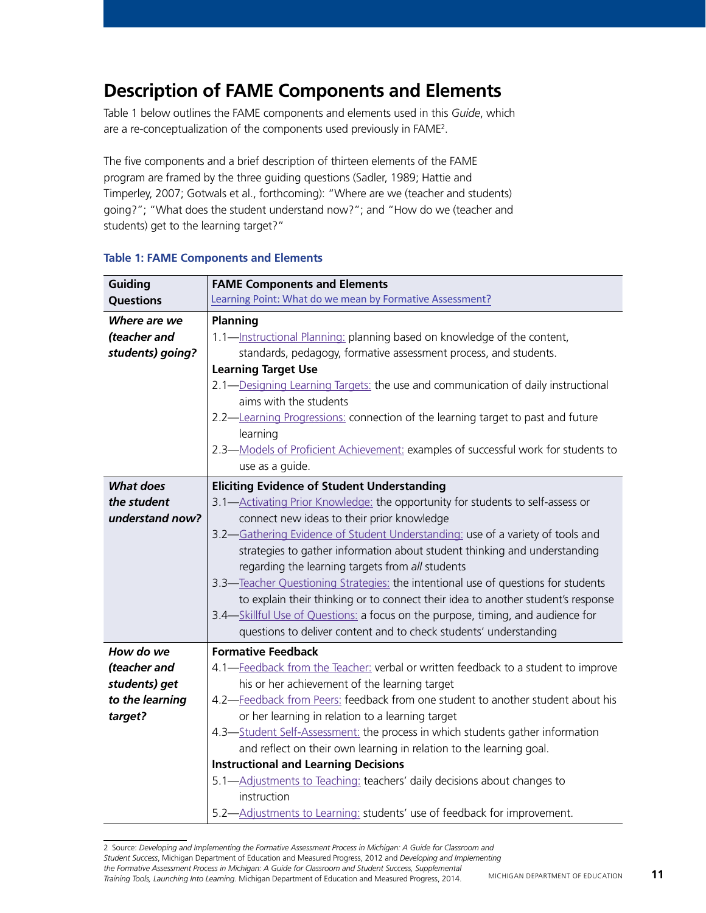## Description of FAME Components and Elements

Table 1 below outlines the FAME components and elements used in this *Guide*, which are a re-conceptualization of the components used previously in FAME[2].

The five components and a brief description of thirteen elements of the FAME program are framed by the three guiding questions (Sadler, 1989; Hattie and Timperley, 2007; Gotwals et al., forthcoming): "Where are we (teacher and students) going?"; "What does the student understand now?"; and "How do we (teacher and students) get to the learning target?"

**Table 1: FAME Components and Elements**

| Guiding Questions | FAME Components and Elements<br>Learning Point: What do we mean by Formative Assessment? |
|---|---|
| ***Where are we (teacher and students) going?*** | **Planning**<br>1.1—Instructional Planning: planning based on knowledge of the content, standards, pedagogy, formative assessment process, and students.<br>**Learning Target Use**<br>2.1—Designing Learning Targets: the use and communication of daily instructional aims with the students<br>2.2—Learning Progressions: connection of the learning target to past and future learning<br>2.3—Models of Proficient Achievement: examples of successful work for students to use as a guide. |
| ***What does the student understand now?*** | **Eliciting Evidence of Student Understanding**<br>3.1—Activating Prior Knowledge: the opportunity for students to self-assess or connect new ideas to their prior knowledge<br>3.2—Gathering Evidence of Student Understanding: use of a variety of tools and strategies to gather information about student thinking and understanding regarding the learning targets from *all* students<br>3.3—Teacher Questioning Strategies: the intentional use of questions for students to explain their thinking or to connect their idea to another student's response<br>3.4—Skillful Use of Questions: a focus on the purpose, timing, and audience for questions to deliver content and to check students' understanding |
| ***How do we (teacher and students) get to the learning target?*** | **Formative Feedback**<br>4.1—Feedback from the Teacher: verbal or written feedback to a student to improve his or her achievement of the learning target<br>4.2—Feedback from Peers: feedback from one student to another student about his or her learning in relation to a learning target<br>4.3—Student Self-Assessment: the process in which students gather information and reflect on their own learning in relation to the learning goal.<br>**Instructional and Learning Decisions**<br>5.1—Adjustments to Teaching: teachers' daily decisions about changes to instruction<br>5.2—Adjustments to Learning: students' use of feedback for improvement. |

2 Source: *Developing and Implementing the Formative Assessment Process in Michigan: A Guide for Classroom and Student Success*, Michigan Department of Education and Measured Progress, 2012 and *Developing and Implementing the Formative Assessment Process in Michigan: A Guide for Classroom and Student Success, Supplemental Training Tools, Launching Into Learning*. Michigan Department of Education and Measured Progress, 2014.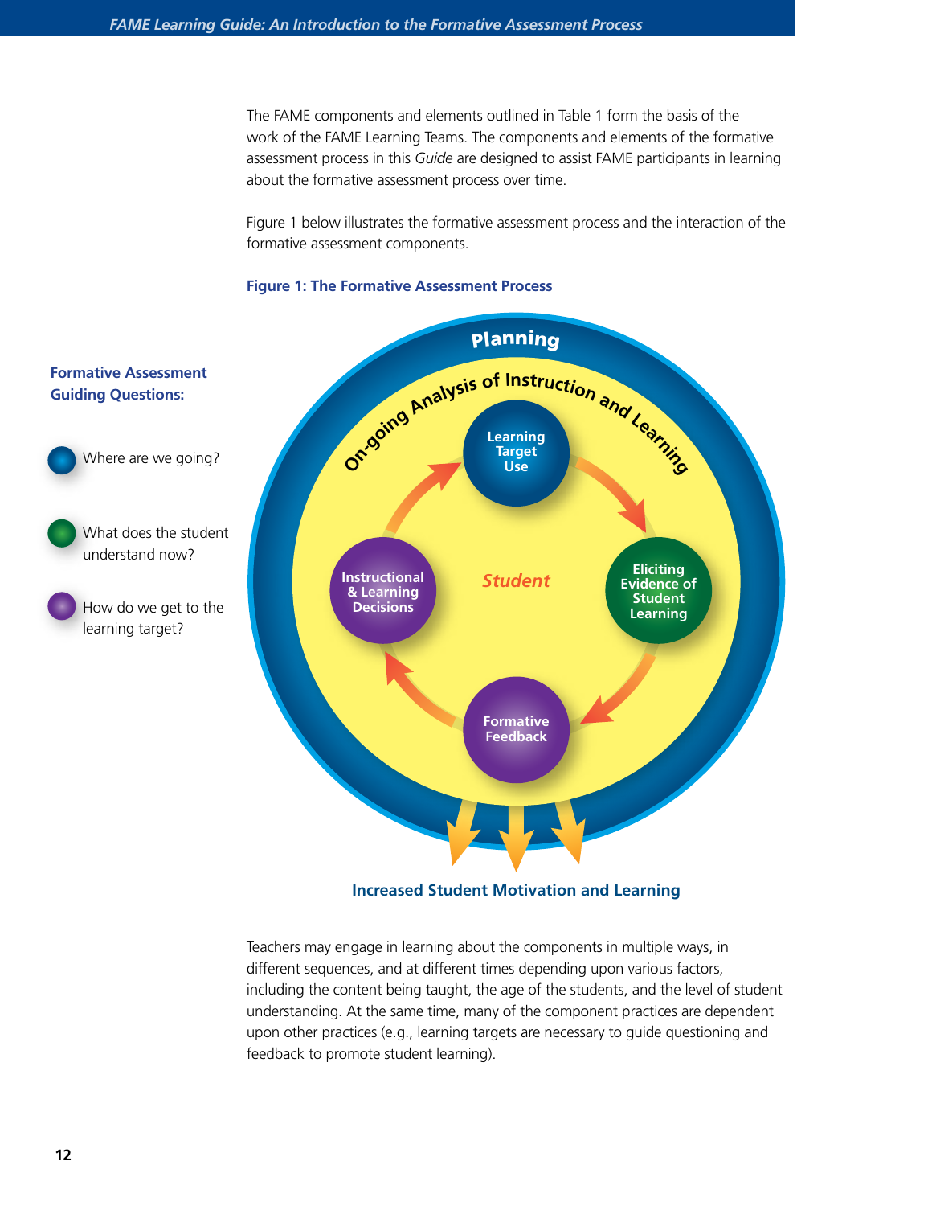The FAME components and elements outlined in Table 1 form the basis of the work of the FAME Learning Teams. The components and elements of the formative assessment process in this *Guide* are designed to assist FAME participants in learning about the formative assessment process over time.

Figure 1 below illustrates the formative assessment process and the interaction of the formative assessment components.

**Figure 1: The Formative Assessment Process**

**Formative Assessment Guiding Questions:**

- Where are we going?
- What does the student understand now?
- How do we get to the learning target?

Planning

On-going Analysis of Instruction and Learning

Learning Target Use

Eliciting Evidence of Student Learning

Formative Feedback

Instructional & Learning Decisions

Student

Increased Student Motivation and Learning

Teachers may engage in learning about the components in multiple ways, in different sequences, and at different times depending upon various factors, including the content being taught, the age of the students, and the level of student understanding. At the same time, many of the component practices are dependent upon other practices (e.g., learning targets are necessary to guide questioning and feedback to promote student learning).